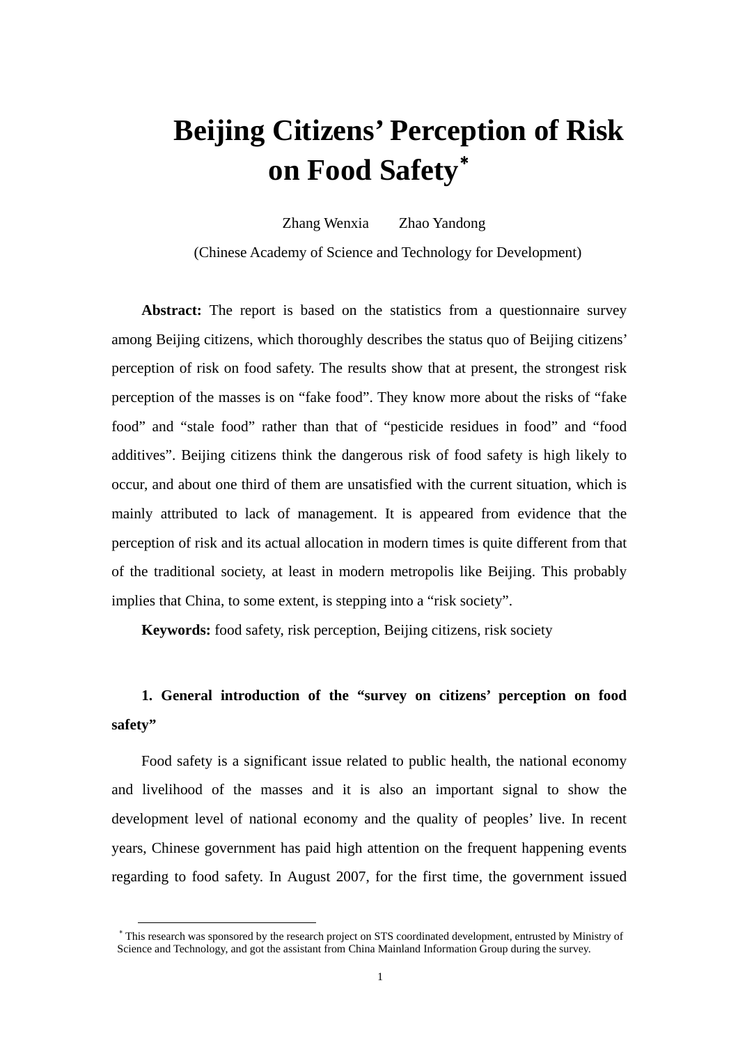# Beijing Citizens' Perception of Risk on Food Safety*

Zhang Wenxia Zhao Yandong

(Chinese Academy of Science and Technology for Development)

**Abstract:** The report is based on the statistics from a questionnaire survey among Beijing citizens, which thoroughly describes the status quo of Beijing citizens' perception of risk on food safety. The results show that at present, the strongest risk perception of the masses is on "fake food". They know more about the risks of "fake food" and "stale food" rather than that of "pesticide residues in food" and "food additives". Beijing citizens think the dangerous risk of food safety is high likely to occur, and about one third of them are unsatisfied with the current situation, which is mainly attributed to lack of management. It is appeared from evidence that the perception of risk and its actual allocation in modern times is quite different from that of the traditional society, at least in modern metropolis like Beijing. This probably implies that China, to some extent, is stepping into a "risk society".

**Keywords:** food safety, risk perception, Beijing citizens, risk society

## 1. General introduction of the "survey on citizens' perception on food safety"

Food safety is a significant issue related to public health, the national economy and livelihood of the masses and it is also an important signal to show the development level of national economy and the quality of peoples' live. In recent years, Chinese government has paid high attention on the frequent happening events regarding to food safety. In August 2007, for the first time, the government issued

---

* This research was sponsored by the research project on STS coordinated development, entrusted by Ministry of Science and Technology, and got the assistant from China Mainland Information Group during the survey.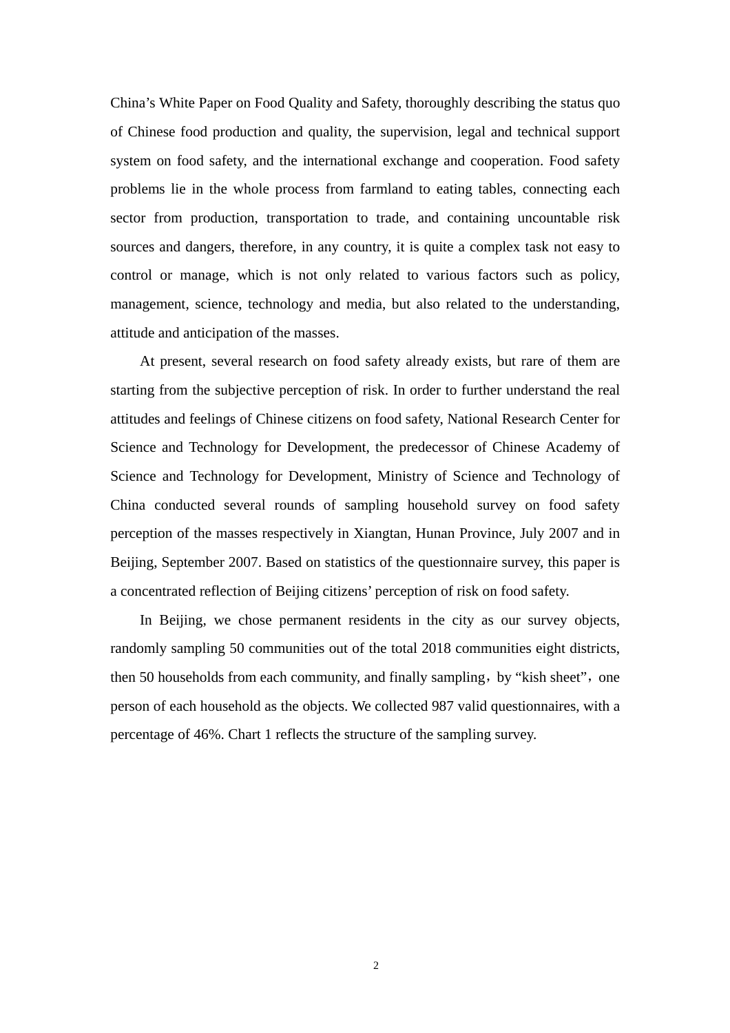China's White Paper on Food Quality and Safety, thoroughly describing the status quo of Chinese food production and quality, the supervision, legal and technical support system on food safety, and the international exchange and cooperation. Food safety problems lie in the whole process from farmland to eating tables, connecting each sector from production, transportation to trade, and containing uncountable risk sources and dangers, therefore, in any country, it is quite a complex task not easy to control or manage, which is not only related to various factors such as policy, management, science, technology and media, but also related to the understanding, attitude and anticipation of the masses.

At present, several research on food safety already exists, but rare of them are starting from the subjective perception of risk. In order to further understand the real attitudes and feelings of Chinese citizens on food safety, National Research Center for Science and Technology for Development, the predecessor of Chinese Academy of Science and Technology for Development, Ministry of Science and Technology of China conducted several rounds of sampling household survey on food safety perception of the masses respectively in Xiangtan, Hunan Province, July 2007 and in Beijing, September 2007. Based on statistics of the questionnaire survey, this paper is a concentrated reflection of Beijing citizens' perception of risk on food safety.

In Beijing, we chose permanent residents in the city as our survey objects, randomly sampling 50 communities out of the total 2018 communities eight districts, then 50 households from each community, and finally sampling，by "kish sheet"，one person of each household as the objects. We collected 987 valid questionnaires, with a percentage of 46%. Chart 1 reflects the structure of the sampling survey.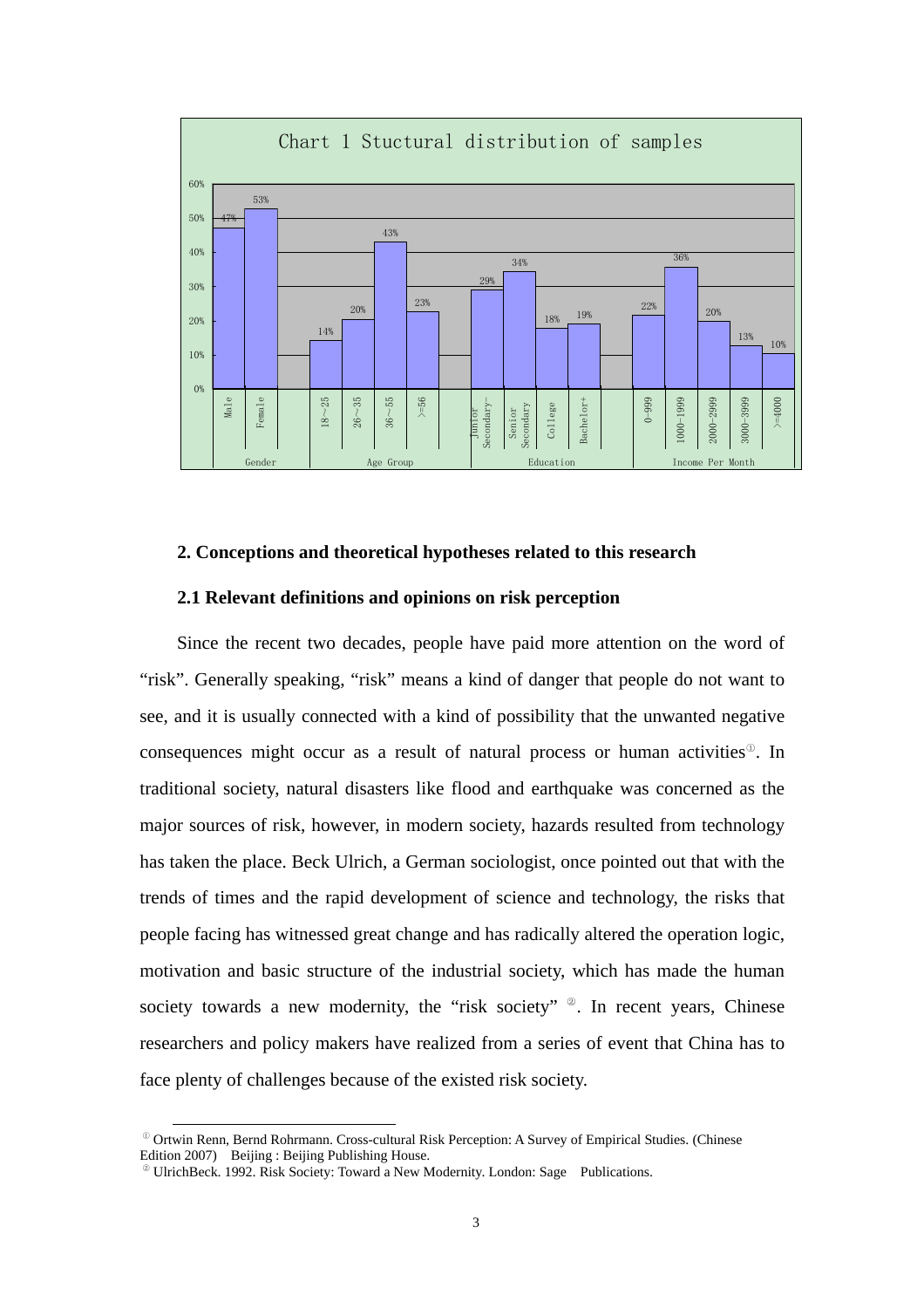Chart 1 Stuctural distribution of samples

| Category | Group | Percentage |
|---|---|---|
| Gender | Male | 47% |
| | Female | 53% |
| Age Group | 18～25 | 14% |
| | 26～35 | 20% |
| | 36～55 | 43% |
| | >=56 | 23% |
| Education | Junior Secondary- | 29% |
| | Senior Secondary | 34% |
| | College | 18% |
| | Bachelor+ | 19% |
| Income Per Month | 0-999 | 22% |
| | 1000-1999 | 36% |
| | 2000-2999 | 20% |
| | 3000-3999 | 13% |
| | >=4000 | 10% |

## 2. Conceptions and theoretical hypotheses related to this research

### 2.1 Relevant definitions and opinions on risk perception

Since the recent two decades, people have paid more attention on the word of "risk". Generally speaking, "risk" means a kind of danger that people do not want to see, and it is usually connected with a kind of possibility that the unwanted negative consequences might occur as a result of natural process or human activities[①]. In traditional society, natural disasters like flood and earthquake was concerned as the major sources of risk, however, in modern society, hazards resulted from technology has taken the place. Beck Ulrich, a German sociologist, once pointed out that with the trends of times and the rapid development of science and technology, the risks that people facing has witnessed great change and has radically altered the operation logic, motivation and basic structure of the industrial society, which has made the human society towards a new modernity, the "risk society" [②]. In recent years, Chinese researchers and policy makers have realized from a series of event that China has to face plenty of challenges because of the existed risk society.

[①] Ortwin Renn, Bernd Rohrmann. Cross-cultural Risk Perception: A Survey of Empirical Studies. (Chinese Edition 2007) Beijing : Beijing Publishing House.

[②] UlrichBeck. 1992. Risk Society: Toward a New Modernity. London: Sage Publications.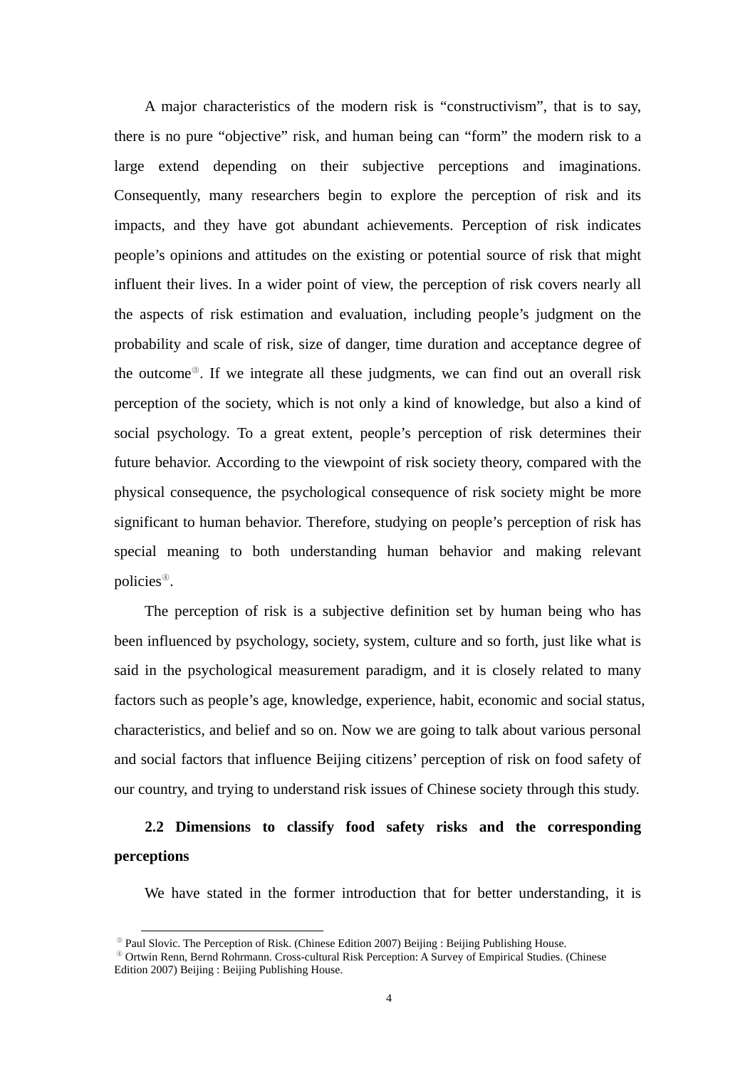A major characteristics of the modern risk is “constructivism”, that is to say, there is no pure “objective” risk, and human being can “form” the modern risk to a large extend depending on their subjective perceptions and imaginations. Consequently, many researchers begin to explore the perception of risk and its impacts, and they have got abundant achievements. Perception of risk indicates people’s opinions and attitudes on the existing or potential source of risk that might influent their lives. In a wider point of view, the perception of risk covers nearly all the aspects of risk estimation and evaluation, including people’s judgment on the probability and scale of risk, size of danger, time duration and acceptance degree of the outcome[3]. If we integrate all these judgments, we can find out an overall risk perception of the society, which is not only a kind of knowledge, but also a kind of social psychology. To a great extent, people’s perception of risk determines their future behavior. According to the viewpoint of risk society theory, compared with the physical consequence, the psychological consequence of risk society might be more significant to human behavior. Therefore, studying on people’s perception of risk has special meaning to both understanding human behavior and making relevant policies[4].

The perception of risk is a subjective definition set by human being who has been influenced by psychology, society, system, culture and so forth, just like what is said in the psychological measurement paradigm, and it is closely related to many factors such as people’s age, knowledge, experience, habit, economic and social status, characteristics, and belief and so on. Now we are going to talk about various personal and social factors that influence Beijing citizens’ perception of risk on food safety of our country, and trying to understand risk issues of Chinese society through this study.

### 2.2 Dimensions to classify food safety risks and the corresponding perceptions

We have stated in the former introduction that for better understanding, it is

---

[3] Paul Slovic. The Perception of Risk. (Chinese Edition 2007) Beijing : Beijing Publishing House.

[4] Ortwin Renn, Bernd Rohrmann. Cross-cultural Risk Perception: A Survey of Empirical Studies. (Chinese Edition 2007) Beijing : Beijing Publishing House.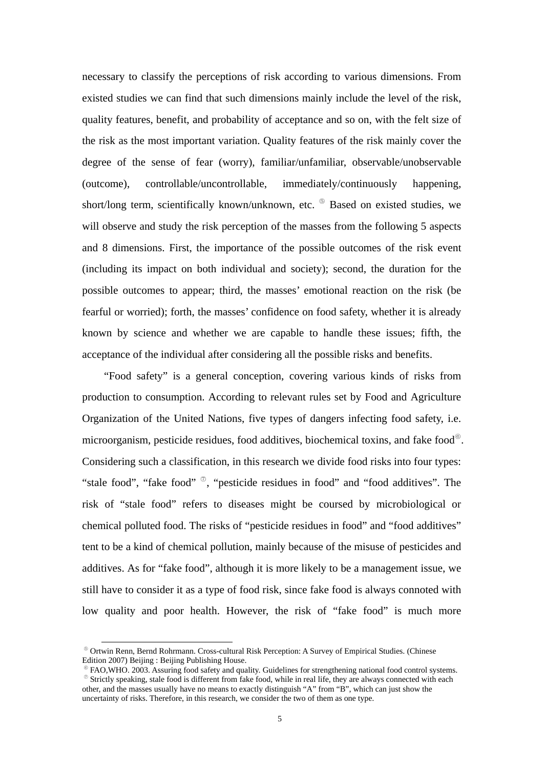necessary to classify the perceptions of risk according to various dimensions. From existed studies we can find that such dimensions mainly include the level of the risk, quality features, benefit, and probability of acceptance and so on, with the felt size of the risk as the most important variation. Quality features of the risk mainly cover the degree of the sense of fear (worry), familiar/unfamiliar, observable/unobservable (outcome), controllable/uncontrollable, immediately/continuously happening, short/long term, scientifically known/unknown, etc. [5] Based on existed studies, we will observe and study the risk perception of the masses from the following 5 aspects and 8 dimensions. First, the importance of the possible outcomes of the risk event (including its impact on both individual and society); second, the duration for the possible outcomes to appear; third, the masses' emotional reaction on the risk (be fearful or worried); forth, the masses' confidence on food safety, whether it is already known by science and whether we are capable to handle these issues; fifth, the acceptance of the individual after considering all the possible risks and benefits.

"Food safety" is a general conception, covering various kinds of risks from production to consumption. According to relevant rules set by Food and Agriculture Organization of the United Nations, five types of dangers infecting food safety, i.e. microorganism, pesticide residues, food additives, biochemical toxins, and fake food[6]. Considering such a classification, in this research we divide food risks into four types: "stale food", "fake food" [7], "pesticide residues in food" and "food additives". The risk of "stale food" refers to diseases might be coursed by microbiological or chemical polluted food. The risks of "pesticide residues in food" and "food additives" tent to be a kind of chemical pollution, mainly because of the misuse of pesticides and additives. As for "fake food", although it is more likely to be a management issue, we still have to consider it as a type of food risk, since fake food is always connoted with low quality and poor health. However, the risk of "fake food" is much more

---

[5] Ortwin Renn, Bernd Rohrmann. Cross-cultural Risk Perception: A Survey of Empirical Studies. (Chinese Edition 2007) Beijing : Beijing Publishing House.

[6] FAO,WHO. 2003. Assuring food safety and quality. Guidelines for strengthening national food control systems.

[7] Strictly speaking, stale food is different from fake food, while in real life, they are always connected with each other, and the masses usually have no means to exactly distinguish "A" from "B", which can just show the uncertainty of risks. Therefore, in this research, we consider the two of them as one type.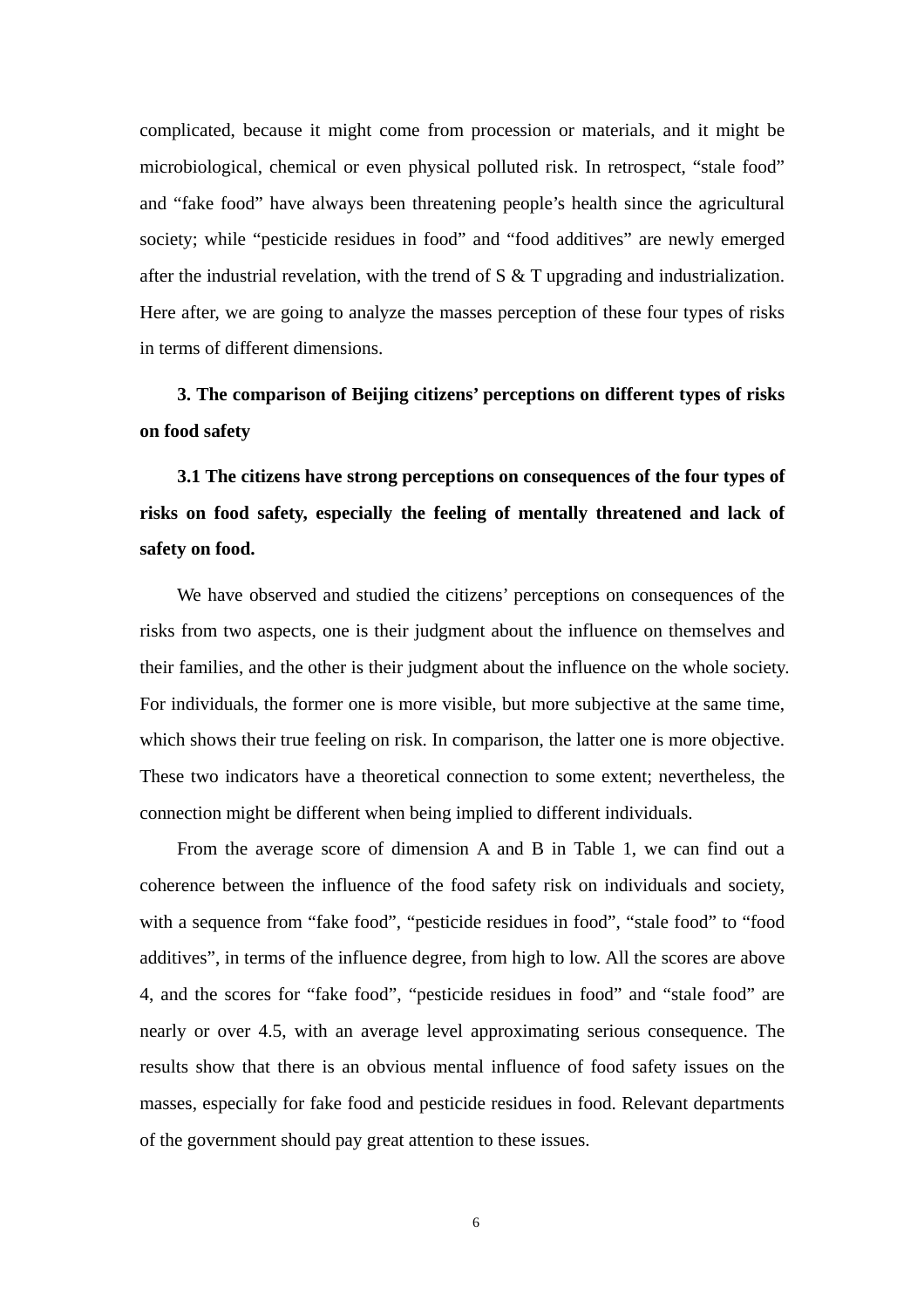complicated, because it might come from procession or materials, and it might be microbiological, chemical or even physical polluted risk. In retrospect, "stale food" and "fake food" have always been threatening people's health since the agricultural society; while "pesticide residues in food" and "food additives" are newly emerged after the industrial revelation, with the trend of S & T upgrading and industrialization. Here after, we are going to analyze the masses perception of these four types of risks in terms of different dimensions.

## 3. The comparison of Beijing citizens' perceptions on different types of risks on food safety

### 3.1 The citizens have strong perceptions on consequences of the four types of risks on food safety, especially the feeling of mentally threatened and lack of safety on food.

We have observed and studied the citizens' perceptions on consequences of the risks from two aspects, one is their judgment about the influence on themselves and their families, and the other is their judgment about the influence on the whole society. For individuals, the former one is more visible, but more subjective at the same time, which shows their true feeling on risk. In comparison, the latter one is more objective. These two indicators have a theoretical connection to some extent; nevertheless, the connection might be different when being implied to different individuals.

From the average score of dimension A and B in Table 1, we can find out a coherence between the influence of the food safety risk on individuals and society, with a sequence from "fake food", "pesticide residues in food", "stale food" to "food additives", in terms of the influence degree, from high to low. All the scores are above 4, and the scores for "fake food", "pesticide residues in food" and "stale food" are nearly or over 4.5, with an average level approximating serious consequence. The results show that there is an obvious mental influence of food safety issues on the masses, especially for fake food and pesticide residues in food. Relevant departments of the government should pay great attention to these issues.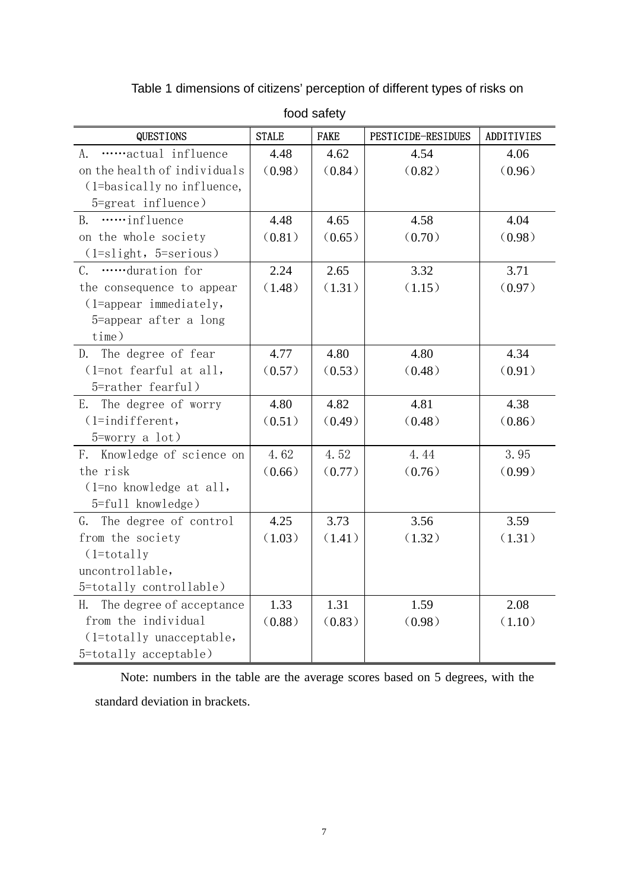Table 1 dimensions of citizens' perception of different types of risks on food safety

| QUESTIONS | STALE | FAKE | PESTICIDE-RESIDUES | ADDITIVIES |
|---|---|---|---|---|
| A. ……actual influence on the health of individuals (1=basically no influence, 5=great influence) | 4.48 (0.98) | 4.62 (0.84) | 4.54 (0.82) | 4.06 (0.96) |
| B. ……influence on the whole society (1=slight, 5=serious) | 4.48 (0.81) | 4.65 (0.65) | 4.58 (0.70) | 4.04 (0.98) |
| C. ……duration for the consequence to appear (1=appear immediately, 5=appear after a long time) | 2.24 (1.48) | 2.65 (1.31) | 3.32 (1.15) | 3.71 (0.97) |
| D. The degree of fear (1=not fearful at all, 5=rather fearful) | 4.77 (0.57) | 4.80 (0.53) | 4.80 (0.48) | 4.34 (0.91) |
| E. The degree of worry (1=indifferent, 5=worry a lot) | 4.80 (0.51) | 4.82 (0.49) | 4.81 (0.48) | 4.38 (0.86) |
| F. Knowledge of science on the risk (1=no knowledge at all, 5=full knowledge) | 4.62 (0.66) | 4.52 (0.77) | 4.44 (0.76) | 3.95 (0.99) |
| G. The degree of control from the society (1=totally uncontrollable, 5=totally controllable) | 4.25 (1.03) | 3.73 (1.41) | 3.56 (1.32) | 3.59 (1.31) |
| H. The degree of acceptance from the individual (1=totally unacceptable, 5=totally acceptable) | 1.33 (0.88) | 1.31 (0.83) | 1.59 (0.98) | 2.08 (1.10) |

Note: numbers in the table are the average scores based on 5 degrees, with the standard deviation in brackets.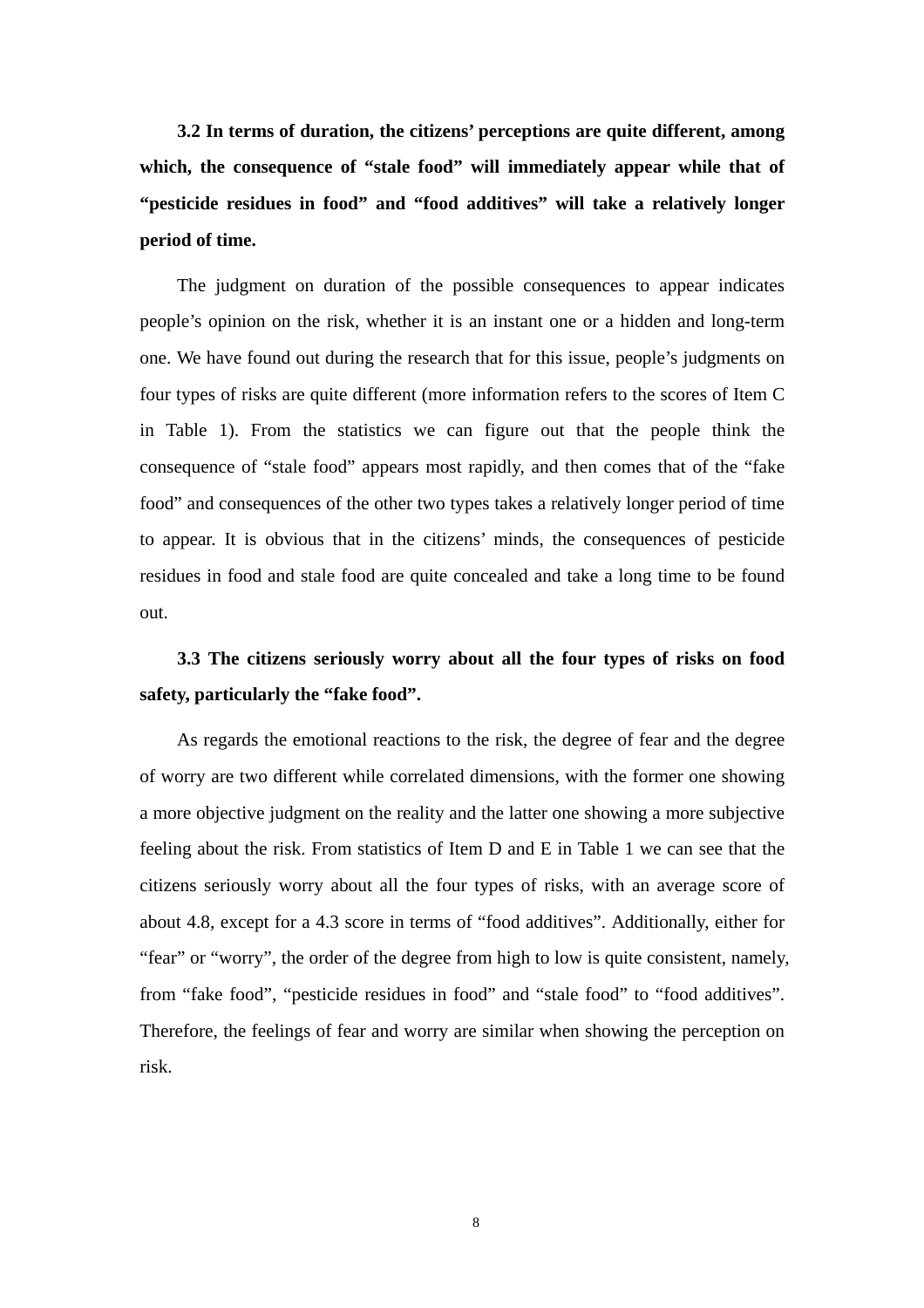**3.2 In terms of duration, the citizens' perceptions are quite different, among which, the consequence of "stale food" will immediately appear while that of "pesticide residues in food" and "food additives" will take a relatively longer period of time.**

The judgment on duration of the possible consequences to appear indicates people's opinion on the risk, whether it is an instant one or a hidden and long-term one. We have found out during the research that for this issue, people's judgments on four types of risks are quite different (more information refers to the scores of Item C in Table 1). From the statistics we can figure out that the people think the consequence of "stale food" appears most rapidly, and then comes that of the "fake food" and consequences of the other two types takes a relatively longer period of time to appear. It is obvious that in the citizens' minds, the consequences of pesticide residues in food and stale food are quite concealed and take a long time to be found out.

**3.3 The citizens seriously worry about all the four types of risks on food safety, particularly the "fake food".**

As regards the emotional reactions to the risk, the degree of fear and the degree of worry are two different while correlated dimensions, with the former one showing a more objective judgment on the reality and the latter one showing a more subjective feeling about the risk. From statistics of Item D and E in Table 1 we can see that the citizens seriously worry about all the four types of risks, with an average score of about 4.8, except for a 4.3 score in terms of "food additives". Additionally, either for "fear" or "worry", the order of the degree from high to low is quite consistent, namely, from "fake food", "pesticide residues in food" and "stale food" to "food additives". Therefore, the feelings of fear and worry are similar when showing the perception on risk.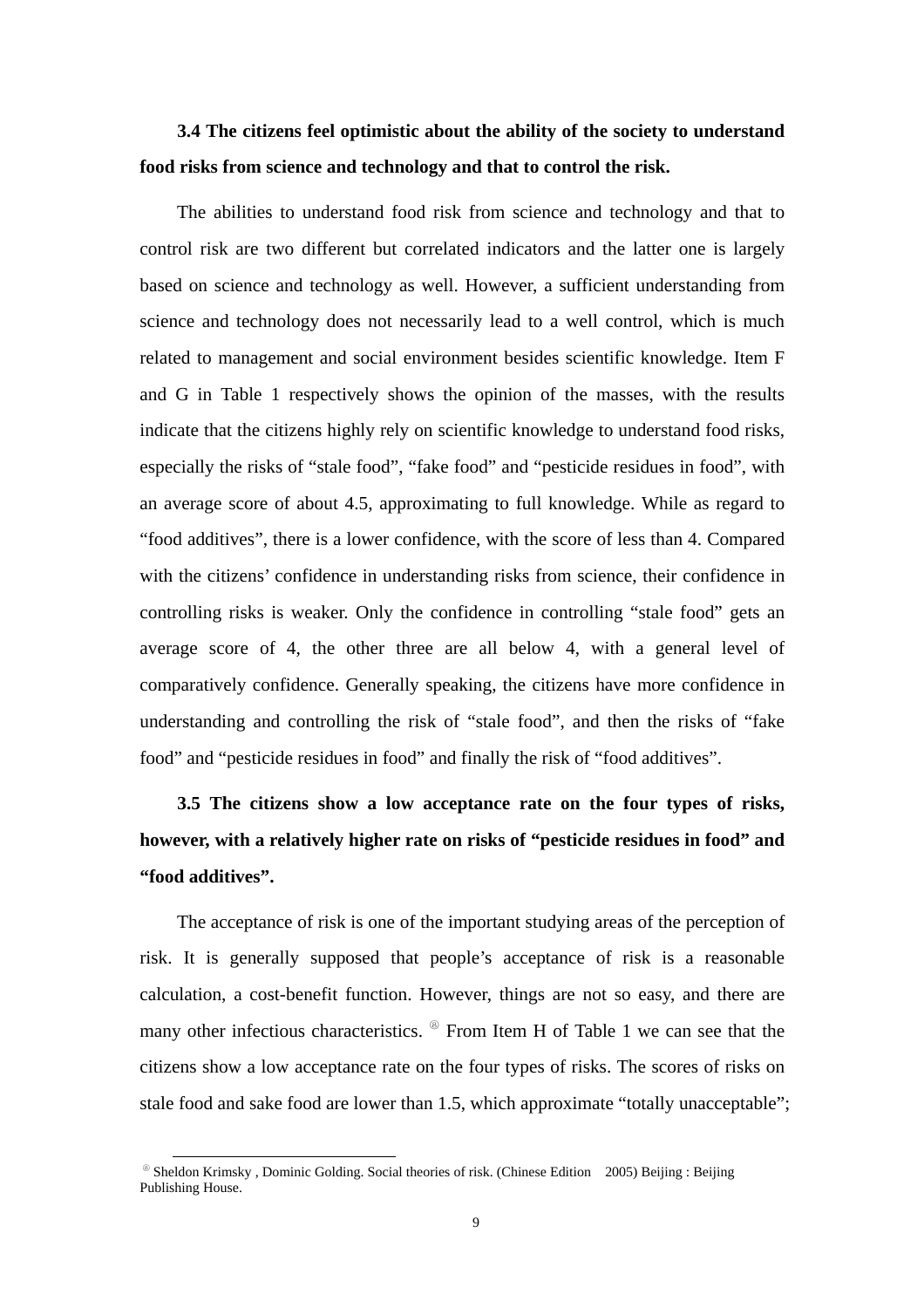**3.4 The citizens feel optimistic about the ability of the society to understand food risks from science and technology and that to control the risk.**

The abilities to understand food risk from science and technology and that to control risk are two different but correlated indicators and the latter one is largely based on science and technology as well. However, a sufficient understanding from science and technology does not necessarily lead to a well control, which is much related to management and social environment besides scientific knowledge. Item F and G in Table 1 respectively shows the opinion of the masses, with the results indicate that the citizens highly rely on scientific knowledge to understand food risks, especially the risks of "stale food", "fake food" and "pesticide residues in food", with an average score of about 4.5, approximating to full knowledge. While as regard to "food additives", there is a lower confidence, with the score of less than 4. Compared with the citizens' confidence in understanding risks from science, their confidence in controlling risks is weaker. Only the confidence in controlling "stale food" gets an average score of 4, the other three are all below 4, with a general level of comparatively confidence. Generally speaking, the citizens have more confidence in understanding and controlling the risk of "stale food", and then the risks of "fake food" and "pesticide residues in food" and finally the risk of "food additives".

**3.5 The citizens show a low acceptance rate on the four types of risks, however, with a relatively higher rate on risks of "pesticide residues in food" and "food additives".**

The acceptance of risk is one of the important studying areas of the perception of risk. It is generally supposed that people's acceptance of risk is a reasonable calculation, a cost-benefit function. However, things are not so easy, and there are many other infectious characteristics. [⑧] From Item H of Table 1 we can see that the citizens show a low acceptance rate on the four types of risks. The scores of risks on stale food and sake food are lower than 1.5, which approximate "totally unacceptable";

[⑧] Sheldon Krimsky , Dominic Golding. Social theories of risk. (Chinese Edition 2005) Beijing : Beijing Publishing House.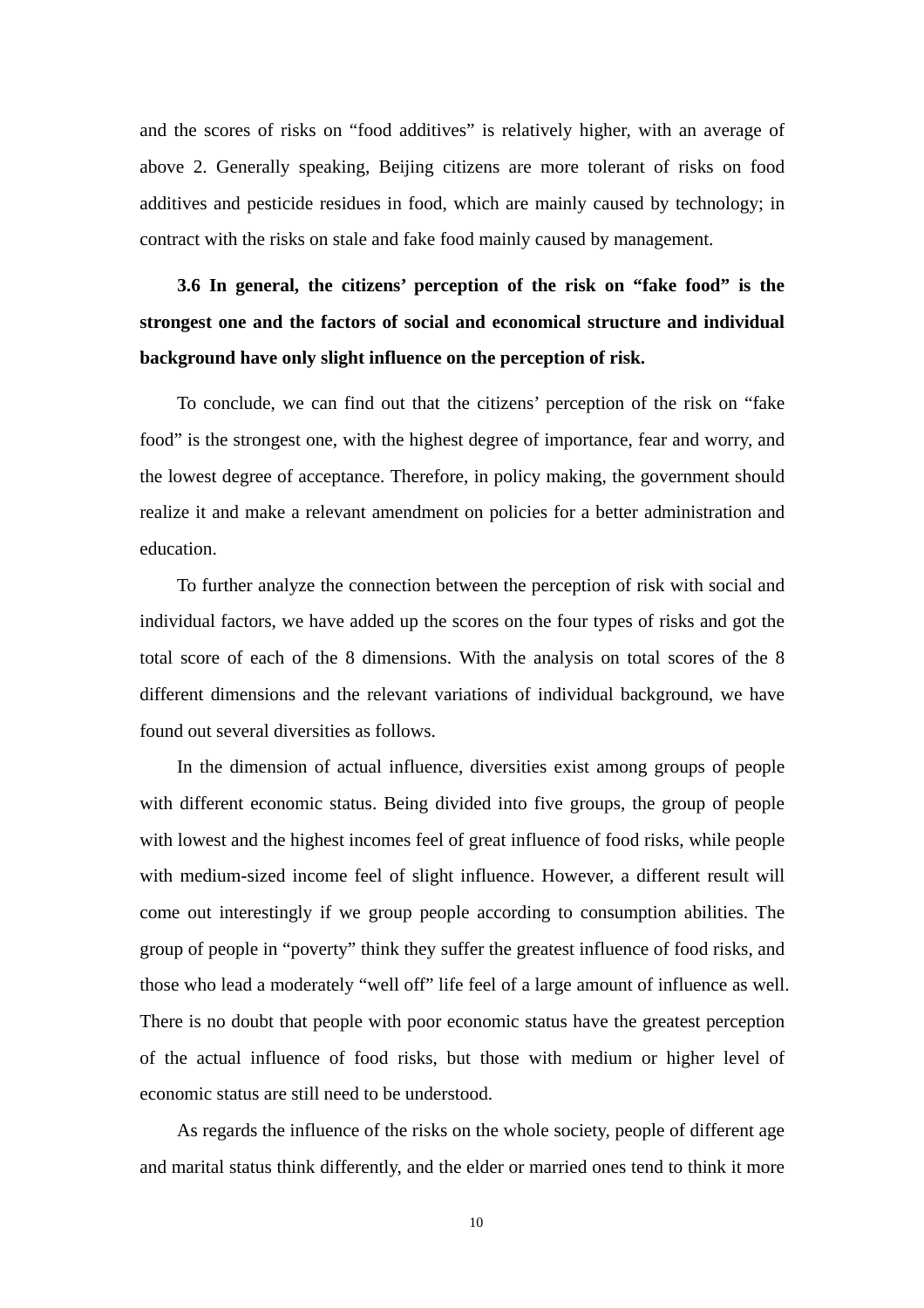and the scores of risks on "food additives" is relatively higher, with an average of above 2. Generally speaking, Beijing citizens are more tolerant of risks on food additives and pesticide residues in food, which are mainly caused by technology; in contract with the risks on stale and fake food mainly caused by management.

### 3.6 In general, the citizens' perception of the risk on "fake food" is the strongest one and the factors of social and economical structure and individual background have only slight influence on the perception of risk.

To conclude, we can find out that the citizens' perception of the risk on "fake food" is the strongest one, with the highest degree of importance, fear and worry, and the lowest degree of acceptance. Therefore, in policy making, the government should realize it and make a relevant amendment on policies for a better administration and education.

To further analyze the connection between the perception of risk with social and individual factors, we have added up the scores on the four types of risks and got the total score of each of the 8 dimensions. With the analysis on total scores of the 8 different dimensions and the relevant variations of individual background, we have found out several diversities as follows.

In the dimension of actual influence, diversities exist among groups of people with different economic status. Being divided into five groups, the group of people with lowest and the highest incomes feel of great influence of food risks, while people with medium-sized income feel of slight influence. However, a different result will come out interestingly if we group people according to consumption abilities. The group of people in "poverty" think they suffer the greatest influence of food risks, and those who lead a moderately "well off" life feel of a large amount of influence as well. There is no doubt that people with poor economic status have the greatest perception of the actual influence of food risks, but those with medium or higher level of economic status are still need to be understood.

As regards the influence of the risks on the whole society, people of different age and marital status think differently, and the elder or married ones tend to think it more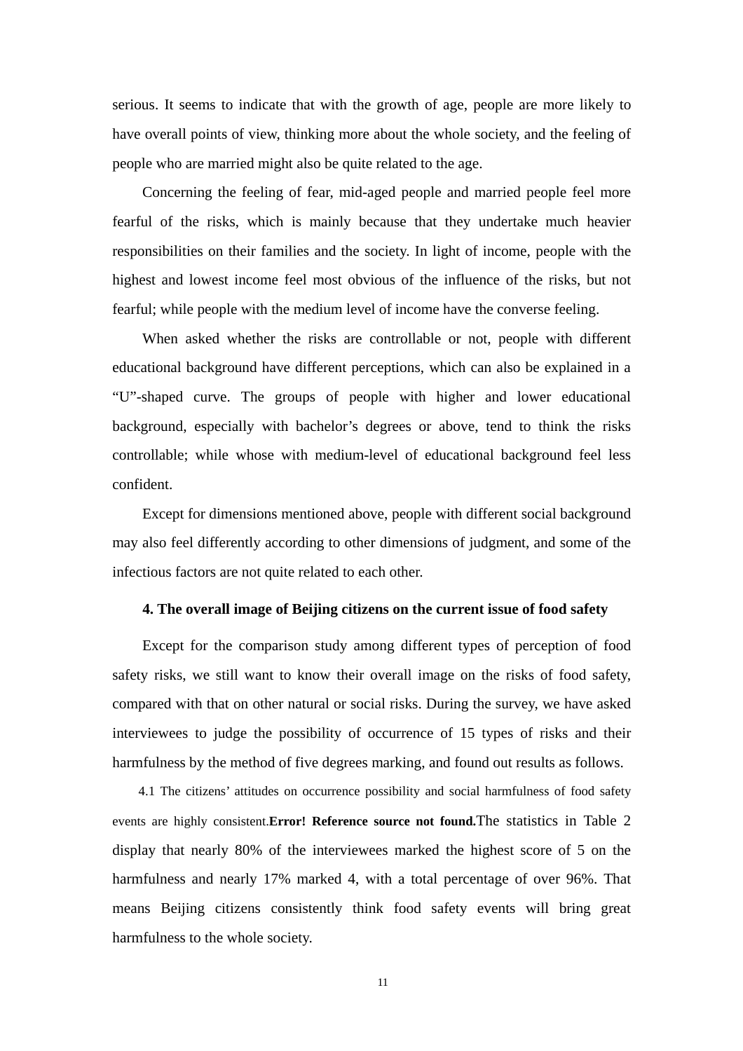serious. It seems to indicate that with the growth of age, people are more likely to have overall points of view, thinking more about the whole society, and the feeling of people who are married might also be quite related to the age.

Concerning the feeling of fear, mid-aged people and married people feel more fearful of the risks, which is mainly because that they undertake much heavier responsibilities on their families and the society. In light of income, people with the highest and lowest income feel most obvious of the influence of the risks, but not fearful; while people with the medium level of income have the converse feeling.

When asked whether the risks are controllable or not, people with different educational background have different perceptions, which can also be explained in a "U"-shaped curve. The groups of people with higher and lower educational background, especially with bachelor's degrees or above, tend to think the risks controllable; while whose with medium-level of educational background feel less confident.

Except for dimensions mentioned above, people with different social background may also feel differently according to other dimensions of judgment, and some of the infectious factors are not quite related to each other.

### 4. The overall image of Beijing citizens on the current issue of food safety

Except for the comparison study among different types of perception of food safety risks, we still want to know their overall image on the risks of food safety, compared with that on other natural or social risks. During the survey, we have asked interviewees to judge the possibility of occurrence of 15 types of risks and their harmfulness by the method of five degrees marking, and found out results as follows.

4.1 The citizens' attitudes on occurrence possibility and social harmfulness of food safety events are highly consistent.**Error! Reference source not found.**The statistics in Table 2 display that nearly 80% of the interviewees marked the highest score of 5 on the harmfulness and nearly 17% marked 4, with a total percentage of over 96%. That means Beijing citizens consistently think food safety events will bring great harmfulness to the whole society.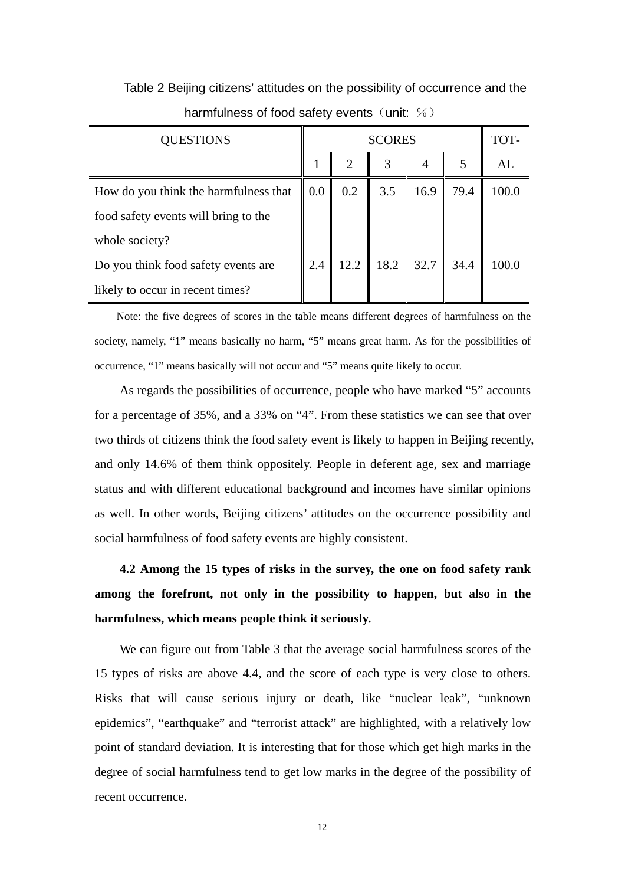Table 2 Beijing citizens' attitudes on the possibility of occurrence and the harmfulness of food safety events（unit: ％）

| QUESTIONS | SCORES | | | | | TOT-AL |
|---|---|---|---|---|---|---|
| | 1 | 2 | 3 | 4 | 5 | |
| How do you think the harmfulness that food safety events will bring to the whole society? | 0.0 | 0.2 | 3.5 | 16.9 | 79.4 | 100.0 |
| Do you think food safety events are likely to occur in recent times? | 2.4 | 12.2 | 18.2 | 32.7 | 34.4 | 100.0 |

Note: the five degrees of scores in the table means different degrees of harmfulness on the society, namely, "1" means basically no harm, "5" means great harm. As for the possibilities of occurrence, "1" means basically will not occur and "5" means quite likely to occur.

As regards the possibilities of occurrence, people who have marked "5" accounts for a percentage of 35%, and a 33% on "4". From these statistics we can see that over two thirds of citizens think the food safety event is likely to happen in Beijing recently, and only 14.6% of them think oppositely. People in deferent age, sex and marriage status and with different educational background and incomes have similar opinions as well. In other words, Beijing citizens' attitudes on the occurrence possibility and social harmfulness of food safety events are highly consistent.

**4.2 Among the 15 types of risks in the survey, the one on food safety rank among the forefront, not only in the possibility to happen, but also in the harmfulness, which means people think it seriously.**

We can figure out from Table 3 that the average social harmfulness scores of the 15 types of risks are above 4.4, and the score of each type is very close to others. Risks that will cause serious injury or death, like "nuclear leak", "unknown epidemics", "earthquake" and "terrorist attack" are highlighted, with a relatively low point of standard deviation. It is interesting that for those which get high marks in the degree of social harmfulness tend to get low marks in the degree of the possibility of recent occurrence.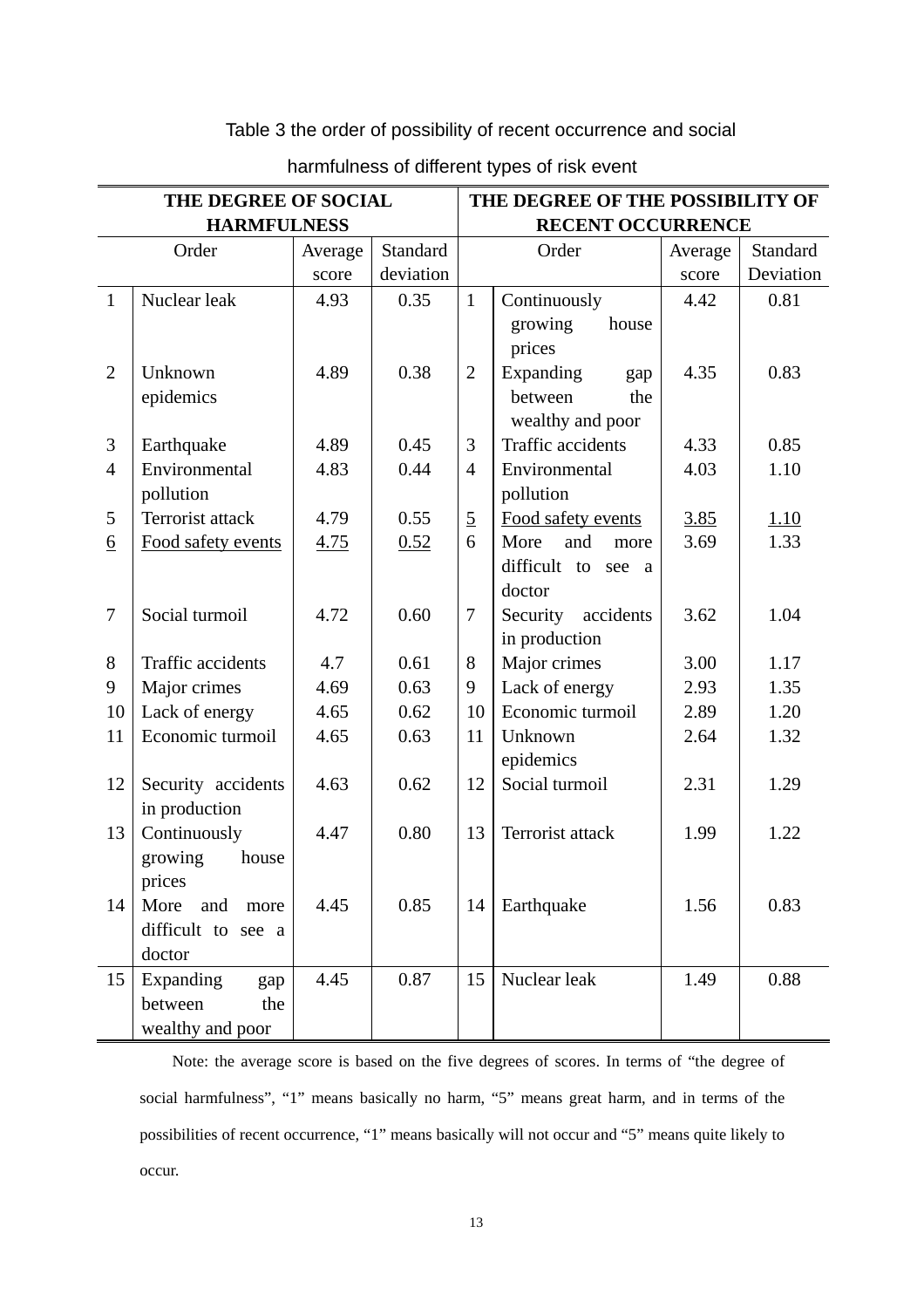Table 3 the order of possibility of recent occurrence and social harmfulness of different types of risk event

| **THE DEGREE OF SOCIAL HARMFULNESS** | | | | **THE DEGREE OF THE POSSIBILITY OF RECENT OCCURRENCE** | | | |
|---|---|---|---|---|---|---|---|
| Order | | Average score | Standard deviation | Order | | Average score | Standard Deviation |
| 1 | Nuclear leak | 4.93 | 0.35 | 1 | Continuously growing house prices | 4.42 | 0.81 |
| 2 | Unknown epidemics | 4.89 | 0.38 | 2 | Expanding gap between the wealthy and poor | 4.35 | 0.83 |
| 3 | Earthquake | 4.89 | 0.45 | 3 | Traffic accidents | 4.33 | 0.85 |
| 4 | Environmental pollution | 4.83 | 0.44 | 4 | Environmental pollution | 4.03 | 1.10 |
| 5 | Terrorist attack | 4.79 | 0.55 | <u>5</u> | <u>Food safety events</u> | <u>3.85</u> | <u>1.10</u> |
| <u>6</u> | <u>Food safety events</u> | <u>4.75</u> | <u>0.52</u> | 6 | More and more difficult to see a doctor | 3.69 | 1.33 |
| 7 | Social turmoil | 4.72 | 0.60 | 7 | Security accidents in production | 3.62 | 1.04 |
| 8 | Traffic accidents | 4.7 | 0.61 | 8 | Major crimes | 3.00 | 1.17 |
| 9 | Major crimes | 4.69 | 0.63 | 9 | Lack of energy | 2.93 | 1.35 |
| 10 | Lack of energy | 4.65 | 0.62 | 10 | Economic turmoil | 2.89 | 1.20 |
| 11 | Economic turmoil | 4.65 | 0.63 | 11 | Unknown epidemics | 2.64 | 1.32 |
| 12 | Security accidents in production | 4.63 | 0.62 | 12 | Social turmoil | 2.31 | 1.29 |
| 13 | Continuously growing house prices | 4.47 | 0.80 | 13 | Terrorist attack | 1.99 | 1.22 |
| 14 | More and more difficult to see a doctor | 4.45 | 0.85 | 14 | Earthquake | 1.56 | 0.83 |
| 15 | Expanding gap between the wealthy and poor | 4.45 | 0.87 | 15 | Nuclear leak | 1.49 | 0.88 |

Note: the average score is based on the five degrees of scores. In terms of "the degree of social harmfulness", "1" means basically no harm, "5" means great harm, and in terms of the possibilities of recent occurrence, "1" means basically will not occur and "5" means quite likely to occur.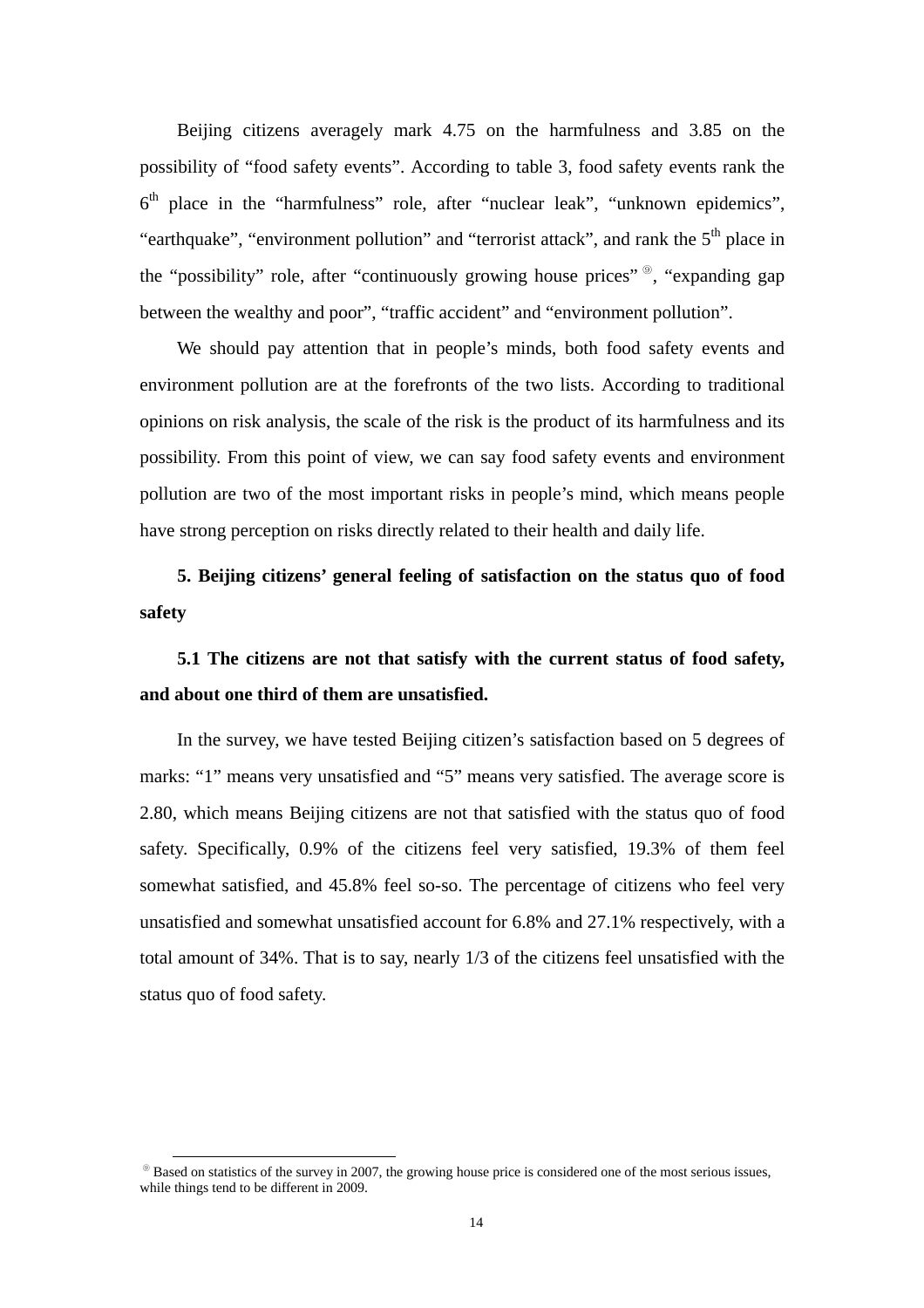Beijing citizens averagely mark 4.75 on the harmfulness and 3.85 on the possibility of "food safety events". According to table 3, food safety events rank the 6th place in the "harmfulness" role, after "nuclear leak", "unknown epidemics", "earthquake", "environment pollution" and "terrorist attack", and rank the 5th place in the "possibility" role, after "continuously growing house prices" [⑩], "expanding gap between the wealthy and poor", "traffic accident" and "environment pollution".

We should pay attention that in people's minds, both food safety events and environment pollution are at the forefronts of the two lists. According to traditional opinions on risk analysis, the scale of the risk is the product of its harmfulness and its possibility. From this point of view, we can say food safety events and environment pollution are two of the most important risks in people's mind, which means people have strong perception on risks directly related to their health and daily life.

## 5. Beijing citizens' general feeling of satisfaction on the status quo of food safety

### 5.1 The citizens are not that satisfy with the current status of food safety, and about one third of them are unsatisfied.

In the survey, we have tested Beijing citizen's satisfaction based on 5 degrees of marks: "1" means very unsatisfied and "5" means very satisfied. The average score is 2.80, which means Beijing citizens are not that satisfied with the status quo of food safety. Specifically, 0.9% of the citizens feel very satisfied, 19.3% of them feel somewhat satisfied, and 45.8% feel so-so. The percentage of citizens who feel very unsatisfied and somewhat unsatisfied account for 6.8% and 27.1% respectively, with a total amount of 34%. That is to say, nearly 1/3 of the citizens feel unsatisfied with the status quo of food safety.

---

[⑩] Based on statistics of the survey in 2007, the growing house price is considered one of the most serious issues, while things tend to be different in 2009.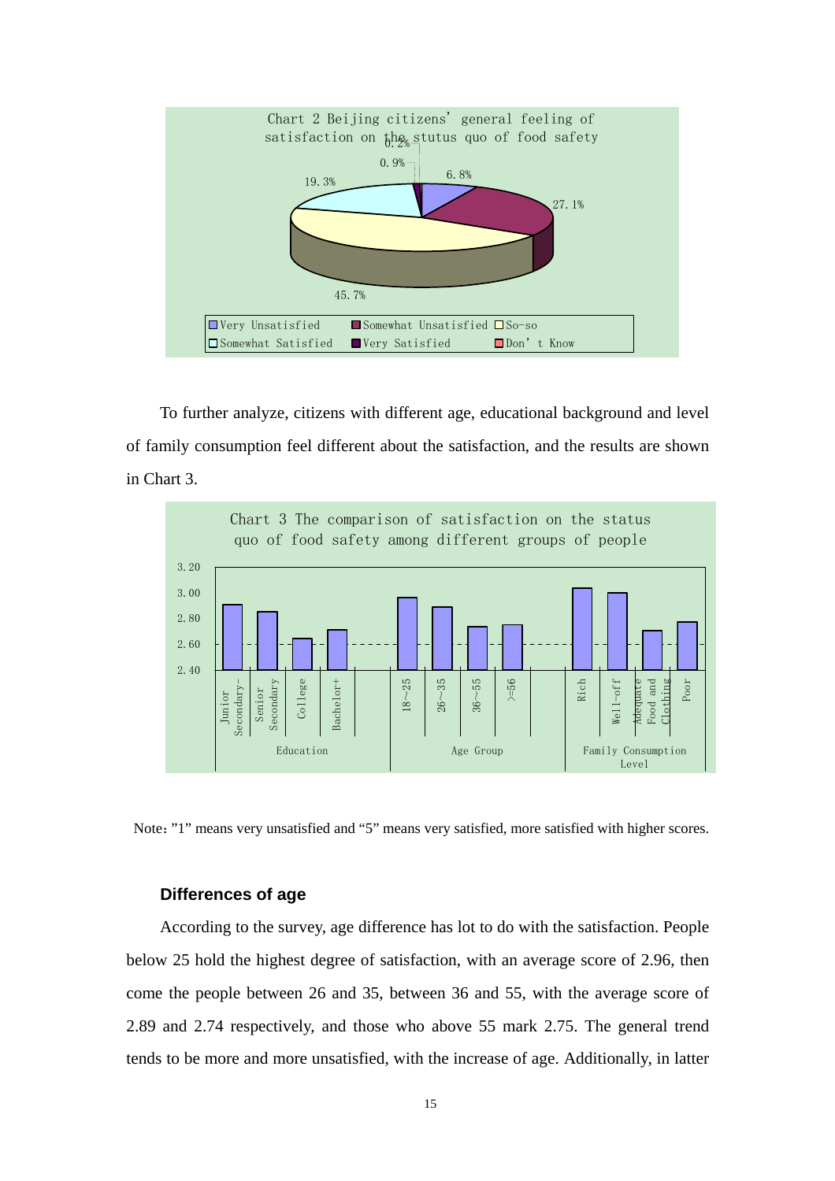Chart 2 Beijing citizens' general feeling of satisfaction on the stutus quo of food safety

| Category | Percentage |
|---|---|
| Very Unsatisfied | 6.8% |
| Somewhat Unsatisfied | 27.1% |
| So-so | 45.7% |
| Somewhat Satisfied | 19.3% |
| Very Satisfied | 0.9% |
| Don't Know | 0.2% |

To further analyze, citizens with different age, educational background and level of family consumption feel different about the satisfaction, and the results are shown in Chart 3.

Chart 3 The comparison of satisfaction on the status quo of food safety among different groups of people

| Group | Category | Approx. score |
|---|---|---|
| Education | Junior Secondary- | ≈2.91 |
| Education | Senior Secondary | ≈2.85 |
| Education | College | ≈2.64 |
| Education | Bachelor+ | ≈2.71 |
| Age Group | 18~25 | 2.96 |
| Age Group | 26~35 | 2.89 |
| Age Group | 36~55 | 2.74 |
| Age Group | >=56 | 2.75 |
| Family Consumption Level | Rich | ≈3.04 |
| Family Consumption Level | Well-off | ≈3.00 |
| Family Consumption Level | Adequate Food and Clothing | ≈2.70 |
| Family Consumption Level | Poor | ≈2.77 |

Note: "1" means very unsatisfied and "5" means very satisfied, more satisfied with higher scores.

### Differences of age

According to the survey, age difference has lot to do with the satisfaction. People below 25 hold the highest degree of satisfaction, with an average score of 2.96, then come the people between 26 and 35, between 36 and 55, with the average score of 2.89 and 2.74 respectively, and those who above 55 mark 2.75. The general trend tends to be more and more unsatisfied, with the increase of age. Additionally, in latter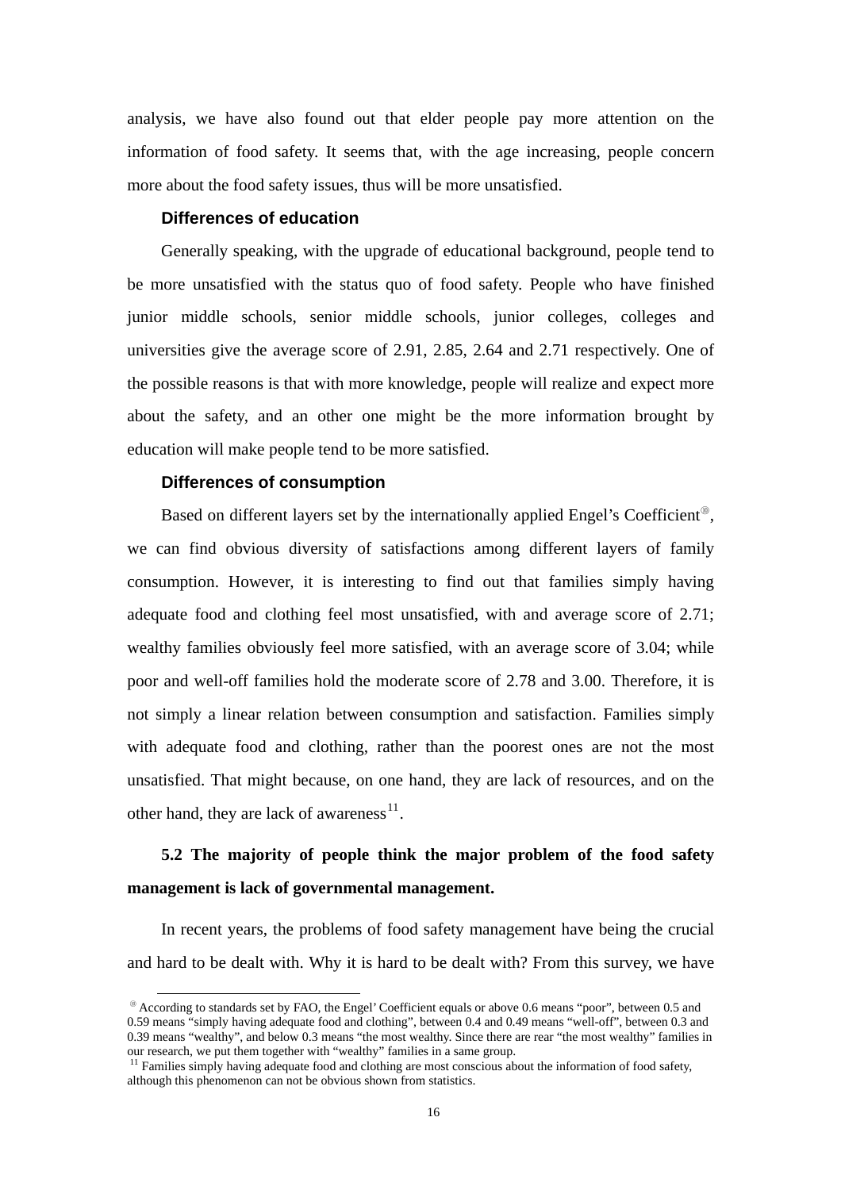analysis, we have also found out that elder people pay more attention on the information of food safety. It seems that, with the age increasing, people concern more about the food safety issues, thus will be more unsatisfied.

**Differences of education**

Generally speaking, with the upgrade of educational background, people tend to be more unsatisfied with the status quo of food safety. People who have finished junior middle schools, senior middle schools, junior colleges, colleges and universities give the average score of 2.91, 2.85, 2.64 and 2.71 respectively. One of the possible reasons is that with more knowledge, people will realize and expect more about the safety, and an other one might be the more information brought by education will make people tend to be more satisfied.

**Differences of consumption**

Based on different layers set by the internationally applied Engel's Coefficient[⑩], we can find obvious diversity of satisfactions among different layers of family consumption. However, it is interesting to find out that families simply having adequate food and clothing feel most unsatisfied, with and average score of 2.71; wealthy families obviously feel more satisfied, with an average score of 3.04; while poor and well-off families hold the moderate score of 2.78 and 3.00. Therefore, it is not simply a linear relation between consumption and satisfaction. Families simply with adequate food and clothing, rather than the poorest ones are not the most unsatisfied. That might because, on one hand, they are lack of resources, and on the other hand, they are lack of awareness[11].

## 5.2 The majority of people think the major problem of the food safety management is lack of governmental management.

In recent years, the problems of food safety management have being the crucial and hard to be dealt with. Why it is hard to be dealt with? From this survey, we have

---

[⑩] According to standards set by FAO, the Engel' Coefficient equals or above 0.6 means "poor", between 0.5 and 0.59 means "simply having adequate food and clothing", between 0.4 and 0.49 means "well-off", between 0.3 and 0.39 means "wealthy", and below 0.3 means "the most wealthy. Since there are rear "the most wealthy" families in our research, we put them together with "wealthy" families in a same group.

[11] Families simply having adequate food and clothing are most conscious about the information of food safety, although this phenomenon can not be obvious shown from statistics.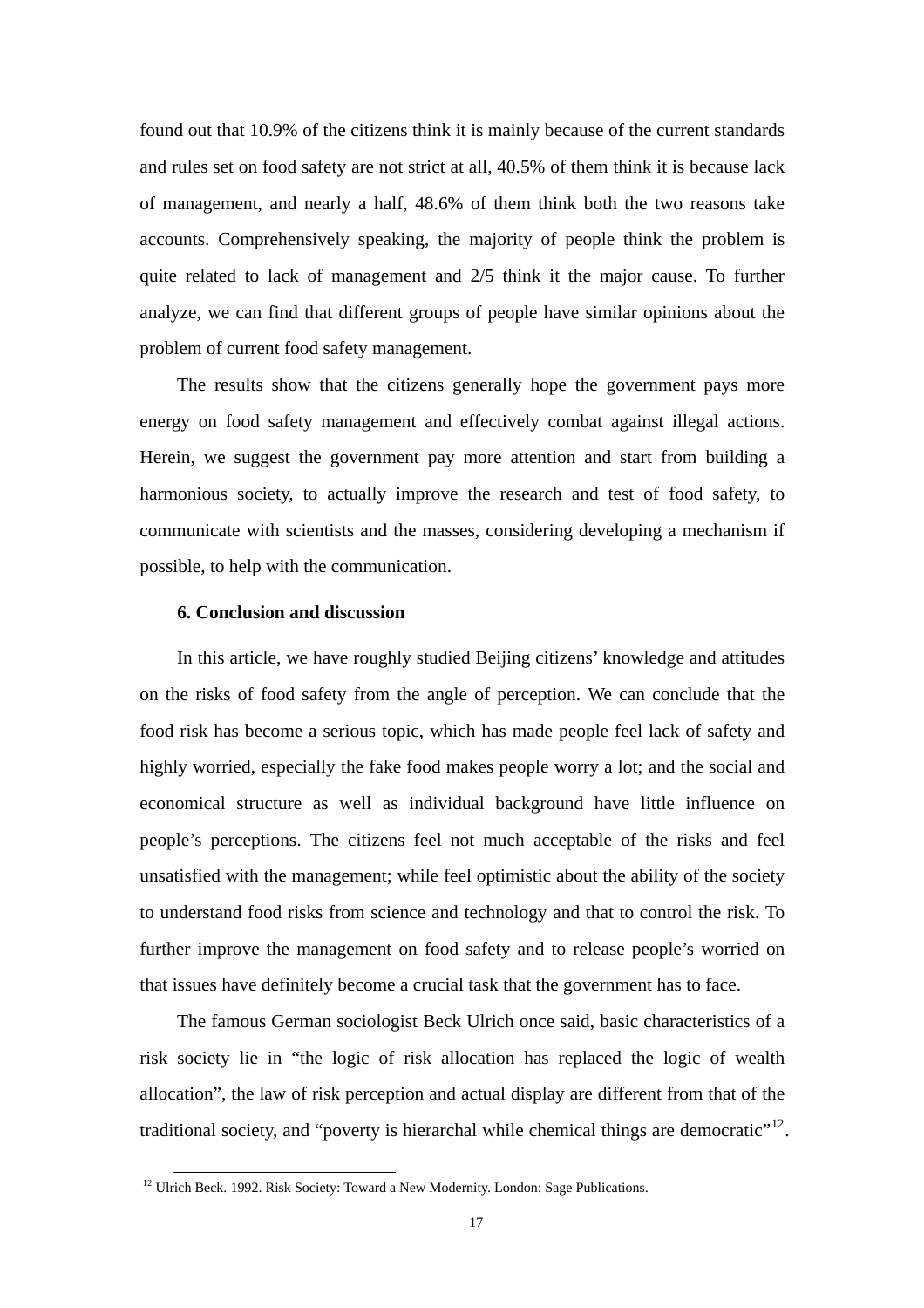found out that 10.9% of the citizens think it is mainly because of the current standards and rules set on food safety are not strict at all, 40.5% of them think it is because lack of management, and nearly a half, 48.6% of them think both the two reasons take accounts. Comprehensively speaking, the majority of people think the problem is quite related to lack of management and 2/5 think it the major cause. To further analyze, we can find that different groups of people have similar opinions about the problem of current food safety management.

The results show that the citizens generally hope the government pays more energy on food safety management and effectively combat against illegal actions. Herein, we suggest the government pay more attention and start from building a harmonious society, to actually improve the research and test of food safety, to communicate with scientists and the masses, considering developing a mechanism if possible, to help with the communication.

## 6. Conclusion and discussion

In this article, we have roughly studied Beijing citizens' knowledge and attitudes on the risks of food safety from the angle of perception. We can conclude that the food risk has become a serious topic, which has made people feel lack of safety and highly worried, especially the fake food makes people worry a lot; and the social and economical structure as well as individual background have little influence on people's perceptions. The citizens feel not much acceptable of the risks and feel unsatisfied with the management; while feel optimistic about the ability of the society to understand food risks from science and technology and that to control the risk. To further improve the management on food safety and to release people's worried on that issues have definitely become a crucial task that the government has to face.

The famous German sociologist Beck Ulrich once said, basic characteristics of a risk society lie in "the logic of risk allocation has replaced the logic of wealth allocation", the law of risk perception and actual display are different from that of the traditional society, and "poverty is hierarchal while chemical things are democratic"[12].

[12] Ulrich Beck. 1992. Risk Society: Toward a New Modernity. London: Sage Publications.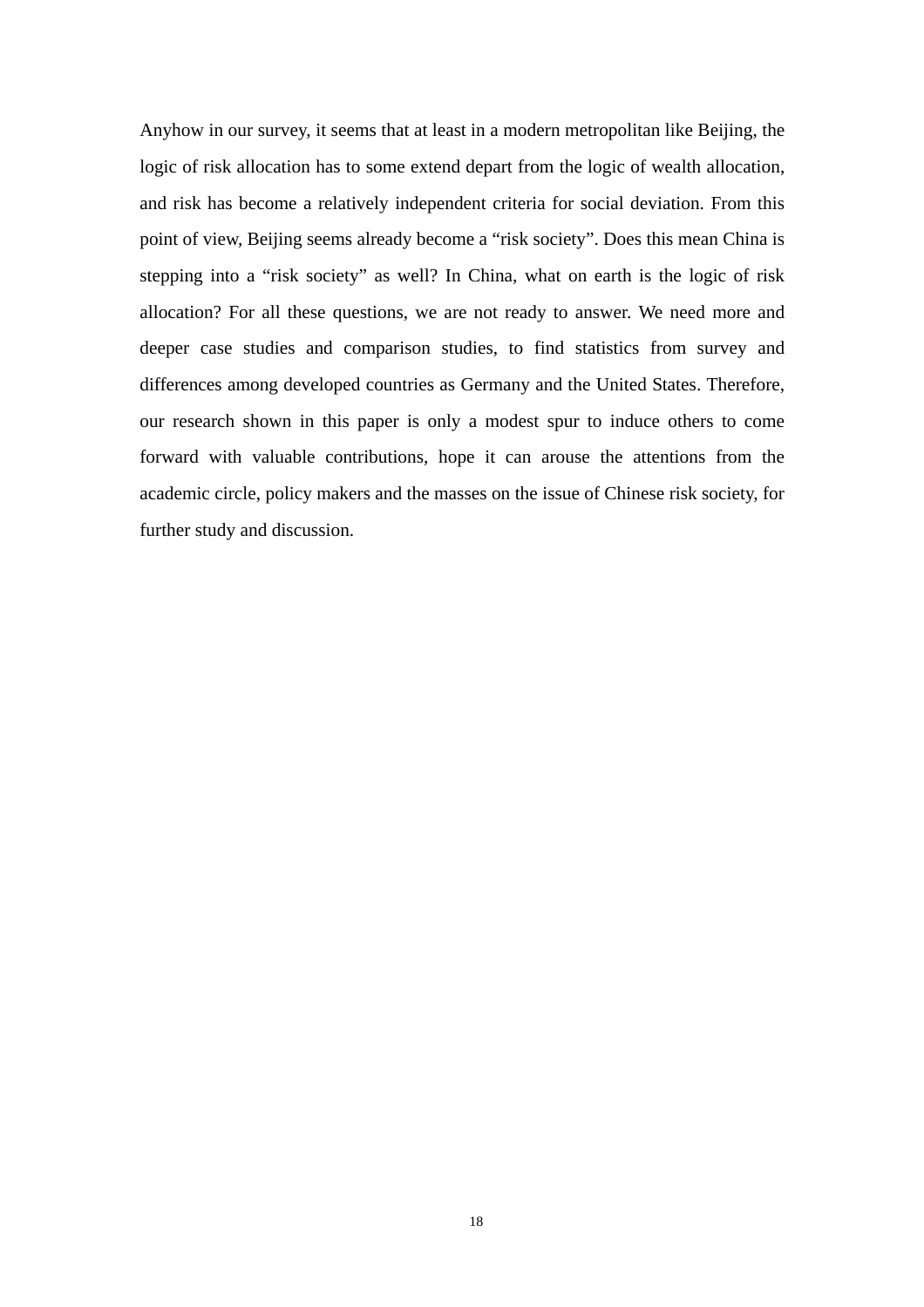Anyhow in our survey, it seems that at least in a modern metropolitan like Beijing, the logic of risk allocation has to some extend depart from the logic of wealth allocation, and risk has become a relatively independent criteria for social deviation. From this point of view, Beijing seems already become a “risk society”. Does this mean China is stepping into a “risk society” as well? In China, what on earth is the logic of risk allocation? For all these questions, we are not ready to answer. We need more and deeper case studies and comparison studies, to find statistics from survey and differences among developed countries as Germany and the United States. Therefore, our research shown in this paper is only a modest spur to induce others to come forward with valuable contributions, hope it can arouse the attentions from the academic circle, policy makers and the masses on the issue of Chinese risk society, for further study and discussion.